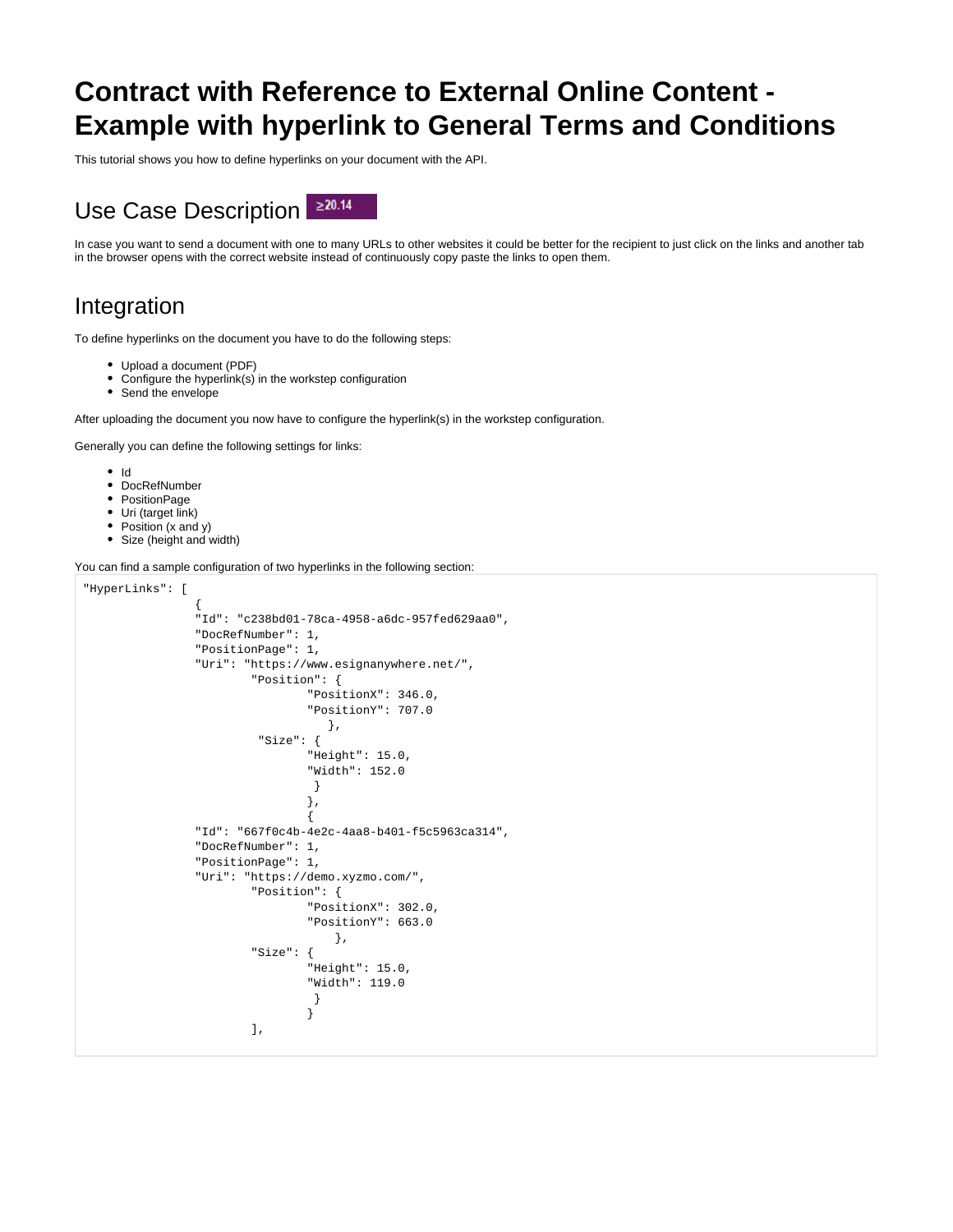# Contract with Reference to External Online Content - Example with hyperlink to General Terms and Conditions

This tutorial shows you how to define hyperlinks on your document with the API.

## Use Case Description ≥20.14

In case you want to send a document with one to many URLs to other websites it could be better for the recipient to just click on the links and another tab in the browser opens with the correct website instead of continuously copy paste the links to open them.

## Integration

To define hyperlinks on the document you have to do the following steps:

- Upload a document (PDF)
- Configure the hyperlink(s) in the workstep configuration
- Send the envelope

After uploading the document you now have to configure the hyperlink(s) in the workstep configuration.

Generally you can define the following settings for links:

- Id
- DocRefNumber
- PositionPage
- Uri (target link)
- Position (x and y)
- Size (height and width)

You can find a sample configuration of two hyperlinks in the following section:

```
"HyperLinks": [
                {
                "Id": "c238bd01-78ca-4958-a6dc-957fed629aa0",
                "DocRefNumber": 1,
                "PositionPage": 1,
                "Uri": "https://www.esignanywhere.net/",
                        "Position": {
                                "PositionX": 346.0,
                                "PositionY": 707.0
                                   },
                         "Size": {
                                "Height": 15.0,
                                "Width": 152.0
                                 }
                                },
                                {
                "Id": "667f0c4b-4e2c-4aa8-b401-f5c5963ca314",
                "DocRefNumber": 1,
                "PositionPage": 1,
                "Uri": "https://demo.xyzmo.com/",
                        "Position": {
                                "PositionX": 302.0,
                                "PositionY": 663.0
                                    },
                        "Size": {
                                "Height": 15.0,
                                "Width": 119.0
                                 }
                                }
                        ],
```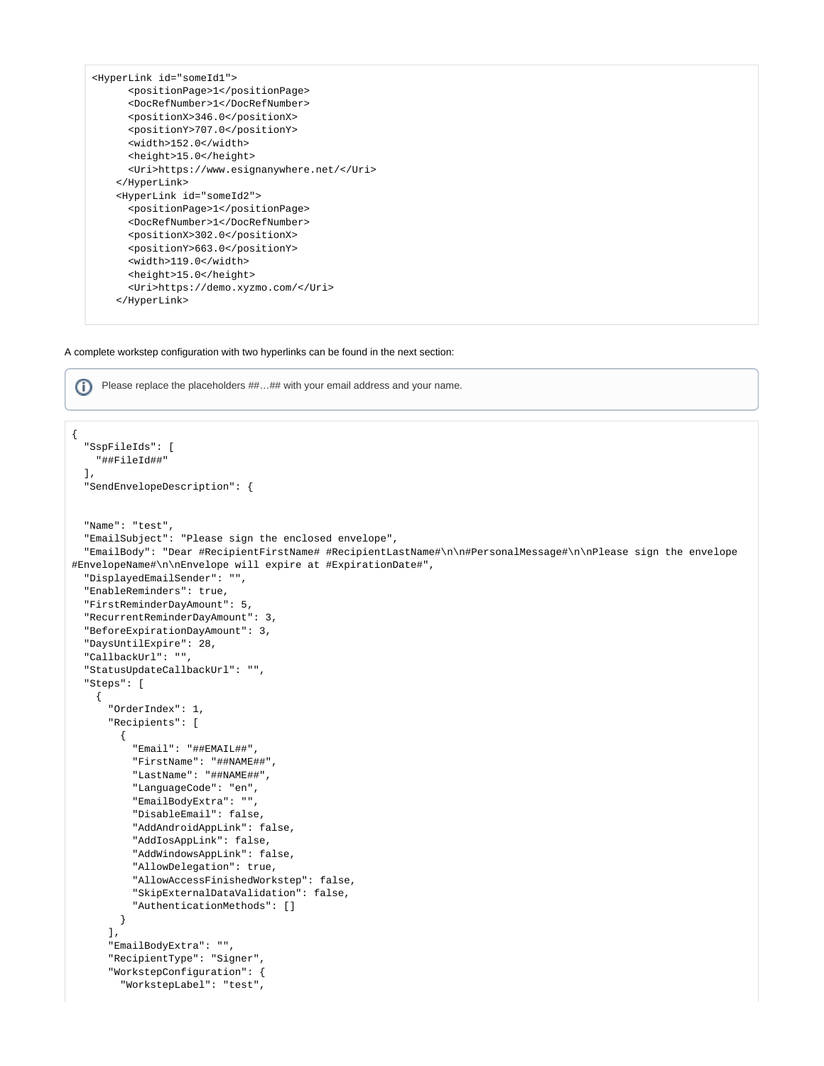```
<HyperLink id="someId1">
      <positionPage>1</positionPage>
      <DocRefNumber>1</DocRefNumber>
      <positionX>346.0</positionX>
      <positionY>707.0</positionY>
      <width>152.0</width>
      <height>15.0</height>
      <Uri>https://www.esignanywhere.net/</Uri>
    </HyperLink>
    <HyperLink id="someId2">
      <positionPage>1</positionPage>
      <DocRefNumber>1</DocRefNumber>
      <positionX>302.0</positionX>
      <positionY>663.0</positionY>
      <width>119.0</width>
      <height>15.0</height>
      <Uri>https://demo.xyzmo.com/</Uri>
    </HyperLink>
```

A complete workstep configuration with two hyperlinks can be found in the next section:

> Please replace the placeholders ##…## with your email address and your name.

```
{
  "SspFileIds": [
    "##FileId##"
  ],
  "SendEnvelopeDescription": {


  "Name": "test",
  "EmailSubject": "Please sign the enclosed envelope",
  "EmailBody": "Dear #RecipientFirstName# #RecipientLastName#\n\n#PersonalMessage#\n\nPlease sign the envelope
#EnvelopeName#\n\nEnvelope will expire at #ExpirationDate#",
  "DisplayedEmailSender": "",
  "EnableReminders": true,
  "FirstReminderDayAmount": 5,
  "RecurrentReminderDayAmount": 3,
  "BeforeExpirationDayAmount": 3,
  "DaysUntilExpire": 28,
  "CallbackUrl": "",
  "StatusUpdateCallbackUrl": "",
  "Steps": [
    {
      "OrderIndex": 1,
      "Recipients": [
        {
          "Email": "##EMAIL##",
          "FirstName": "##NAME##",
          "LastName": "##NAME##",
          "LanguageCode": "en",
          "EmailBodyExtra": "",
          "DisableEmail": false,
          "AddAndroidAppLink": false,
          "AddIosAppLink": false,
          "AddWindowsAppLink": false,
          "AllowDelegation": true,
          "AllowAccessFinishedWorkstep": false,
          "SkipExternalDataValidation": false,
          "AuthenticationMethods": []
        }
      ],
      "EmailBodyExtra": "",
      "RecipientType": "Signer",
      "WorkstepConfiguration": {
        "WorkstepLabel": "test",
```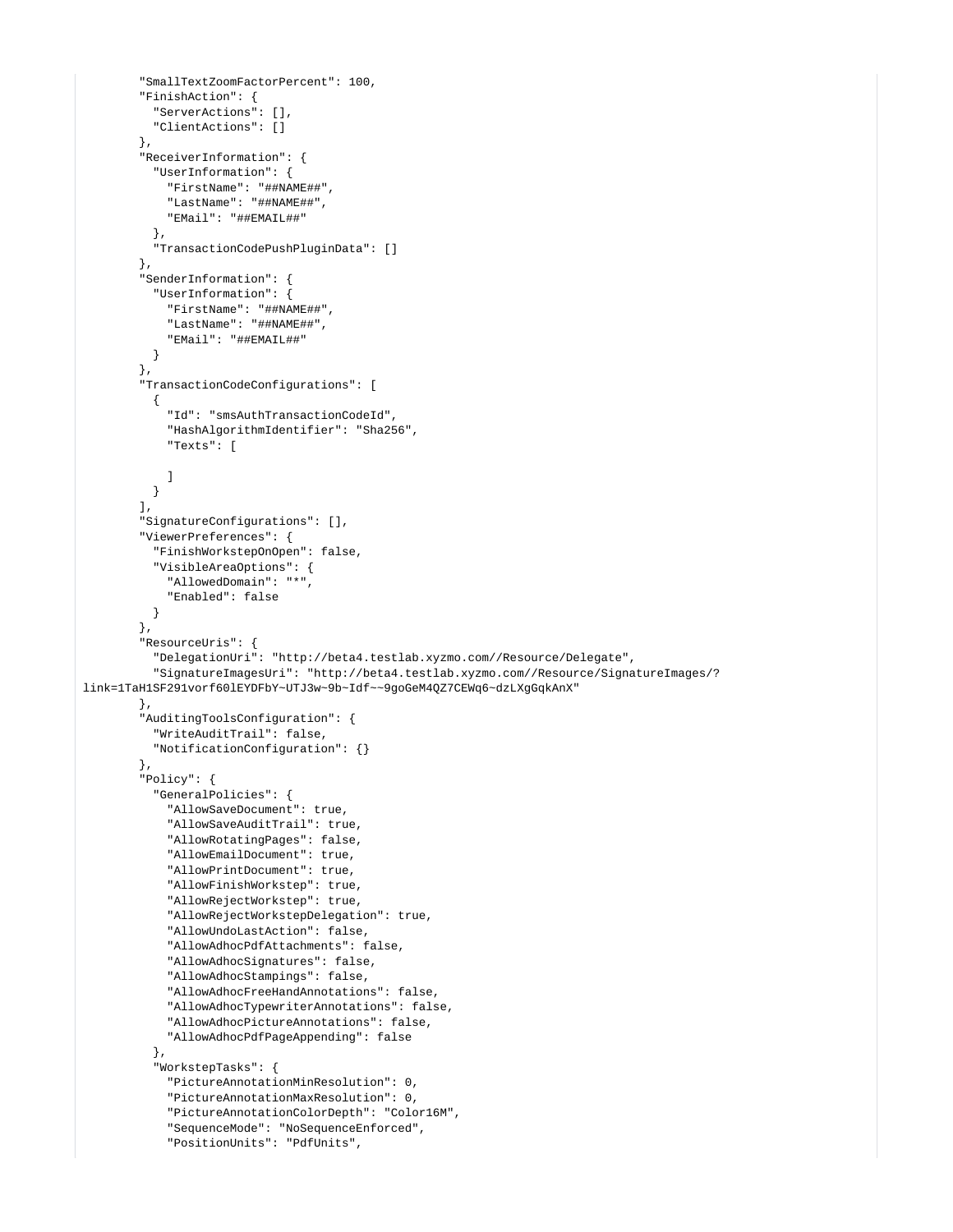```
        "SmallTextZoomFactorPercent": 100,
        "FinishAction": {
          "ServerActions": [],
          "ClientActions": []
        },
        "ReceiverInformation": {
          "UserInformation": {
            "FirstName": "##NAME##",
            "LastName": "##NAME##",
            "EMail": "##EMAIL##"
          },
          "TransactionCodePushPluginData": []
        },
        "SenderInformation": {
          "UserInformation": {
            "FirstName": "##NAME##",
            "LastName": "##NAME##",
            "EMail": "##EMAIL##"
          }
        },
        "TransactionCodeConfigurations": [
          {
            "Id": "smsAuthTransactionCodeId",
            "HashAlgorithmIdentifier": "Sha256",
            "Texts": [

            ]
          }
        ],
        "SignatureConfigurations": [],
        "ViewerPreferences": {
          "FinishWorkstepOnOpen": false,
          "VisibleAreaOptions": {
            "AllowedDomain": "*",
            "Enabled": false
          }
        },
        "ResourceUris": {
          "DelegationUri": "http://beta4.testlab.xyzmo.com//Resource/Delegate",
          "SignatureImagesUri": "http://beta4.testlab.xyzmo.com//Resource/SignatureImages/?
link=1TaH1SF291vorf60lEYDFbY~UTJ3w~9b~Idf~~9goGeM4QZ7CEWq6~dzLXgGqkAnX"
        },
        "AuditingToolsConfiguration": {
          "WriteAuditTrail": false,
          "NotificationConfiguration": {}
        },
        "Policy": {
          "GeneralPolicies": {
            "AllowSaveDocument": true,
            "AllowSaveAuditTrail": true,
            "AllowRotatingPages": false,
            "AllowEmailDocument": true,
            "AllowPrintDocument": true,
            "AllowFinishWorkstep": true,
            "AllowRejectWorkstep": true,
            "AllowRejectWorkstepDelegation": true,
            "AllowUndoLastAction": false,
            "AllowAdhocPdfAttachments": false,
            "AllowAdhocSignatures": false,
            "AllowAdhocStampings": false,
            "AllowAdhocFreeHandAnnotations": false,
            "AllowAdhocTypewriterAnnotations": false,
            "AllowAdhocPictureAnnotations": false,
            "AllowAdhocPdfPageAppending": false
          },
          "WorkstepTasks": {
            "PictureAnnotationMinResolution": 0,
            "PictureAnnotationMaxResolution": 0,
            "PictureAnnotationColorDepth": "Color16M",
            "SequenceMode": "NoSequenceEnforced",
            "PositionUnits": "PdfUnits",
```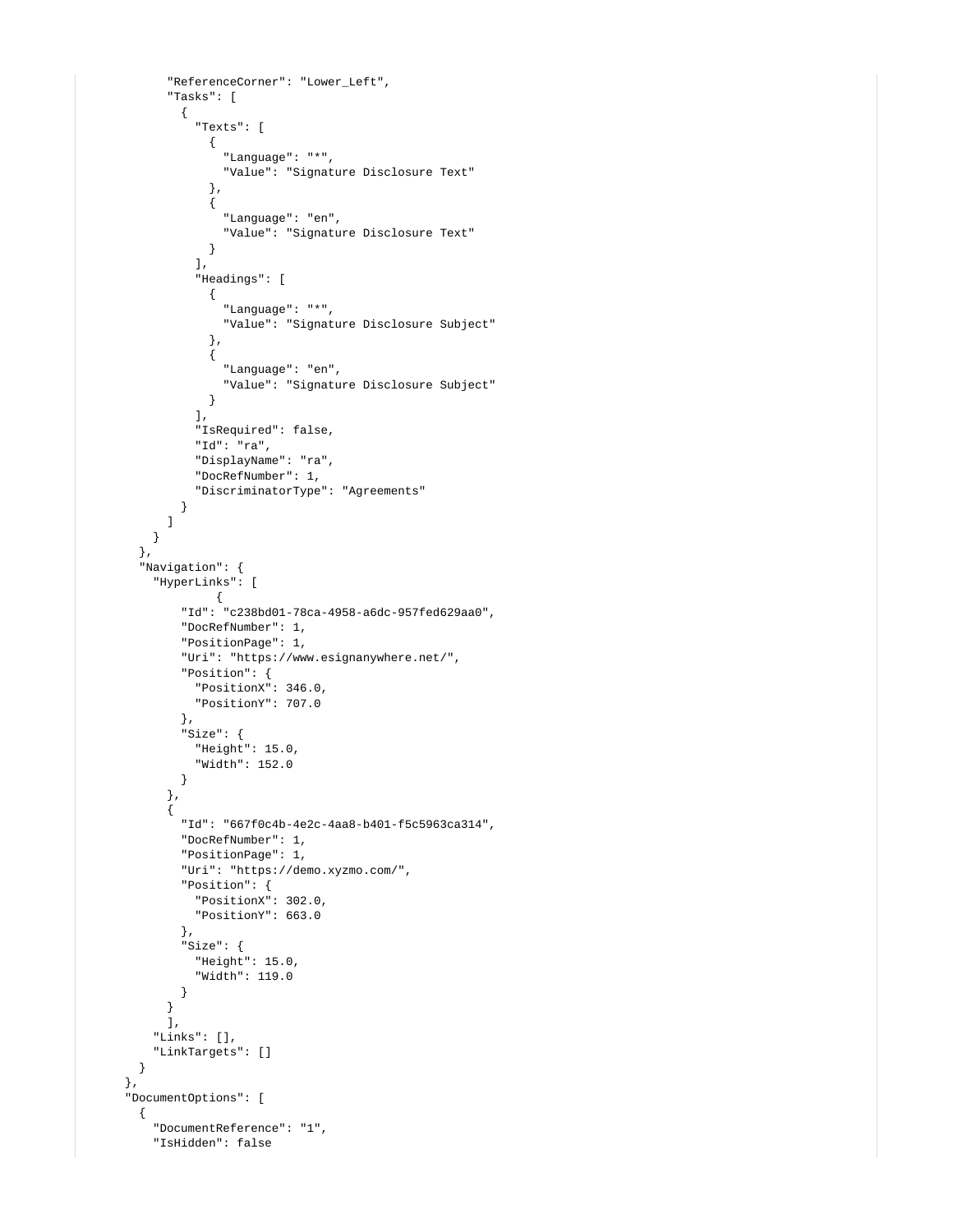```
          "ReferenceCorner": "Lower_Left",
          "Tasks": [
            {
              "Texts": [
                {
                  "Language": "*",
                  "Value": "Signature Disclosure Text"
                },
                {
                  "Language": "en",
                  "Value": "Signature Disclosure Text"
                }
              ],
              "Headings": [
                {
                  "Language": "*",
                  "Value": "Signature Disclosure Subject"
                },
                {
                  "Language": "en",
                  "Value": "Signature Disclosure Subject"
                }
              ],
              "IsRequired": false,
              "Id": "ra",
              "DisplayName": "ra",
              "DocRefNumber": 1,
              "DiscriminatorType": "Agreements"
            }
          ]
        }
      },
      "Navigation": {
        "HyperLinks": [
              {
            "Id": "c238bd01-78ca-4958-a6dc-957fed629aa0",
            "DocRefNumber": 1,
            "PositionPage": 1,
            "Uri": "https://www.esignanywhere.net/",
            "Position": {
              "PositionX": 346.0,
              "PositionY": 707.0
            },
            "Size": {
              "Height": 15.0,
              "Width": 152.0
            }
          },
          {
            "Id": "667f0c4b-4e2c-4aa8-b401-f5c5963ca314",
            "DocRefNumber": 1,
            "PositionPage": 1,
            "Uri": "https://demo.xyzmo.com/",
            "Position": {
              "PositionX": 302.0,
              "PositionY": 663.0
            },
            "Size": {
              "Height": 15.0,
              "Width": 119.0
            }
          }
          ],
        "Links": [],
        "LinkTargets": []
      }
    },
    "DocumentOptions": [
      {
        "DocumentReference": "1",
        "IsHidden": false
```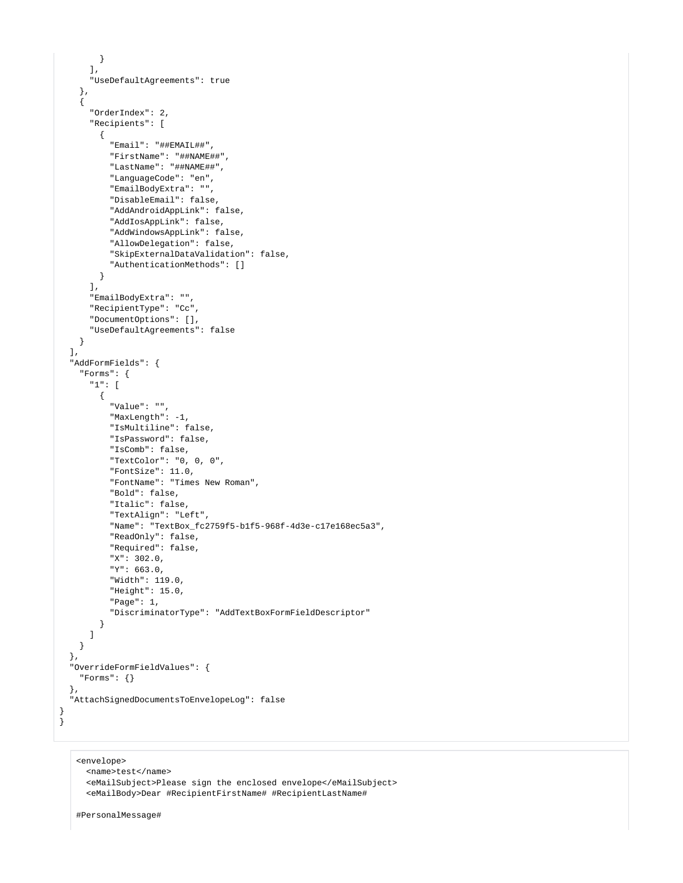```
        }
      ],
      "UseDefaultAgreements": true
    },
    {
      "OrderIndex": 2,
      "Recipients": [
        {
          "Email": "##EMAIL##",
          "FirstName": "##NAME##",
          "LastName": "##NAME##",
          "LanguageCode": "en",
          "EmailBodyExtra": "",
          "DisableEmail": false,
          "AddAndroidAppLink": false,
          "AddIosAppLink": false,
          "AddWindowsAppLink": false,
          "AllowDelegation": false,
          "SkipExternalDataValidation": false,
          "AuthenticationMethods": []
        }
      ],
      "EmailBodyExtra": "",
      "RecipientType": "Cc",
      "DocumentOptions": [],
      "UseDefaultAgreements": false
    }
  ],
  "AddFormFields": {
    "Forms": {
      "1": [
        {
          "Value": "",
          "MaxLength": -1,
          "IsMultiline": false,
          "IsPassword": false,
          "IsComb": false,
          "TextColor": "0, 0, 0",
          "FontSize": 11.0,
          "FontName": "Times New Roman",
          "Bold": false,
          "Italic": false,
          "TextAlign": "Left",
          "Name": "TextBox_fc2759f5-b1f5-968f-4d3e-c17e168ec5a3",
          "ReadOnly": false,
          "Required": false,
          "X": 302.0,
          "Y": 663.0,
          "Width": 119.0,
          "Height": 15.0,
          "Page": 1,
          "DiscriminatorType": "AddTextBoxFormFieldDescriptor"
        }
      ]
    }
  },
  "OverrideFormFieldValues": {
    "Forms": {}
  },
  "AttachSignedDocumentsToEnvelopeLog": false
}
}
```

```
<envelope>
  <name>test</name>
  <eMailSubject>Please sign the enclosed envelope</eMailSubject>
  <eMailBody>Dear #RecipientFirstName# #RecipientLastName#

#PersonalMessage#
```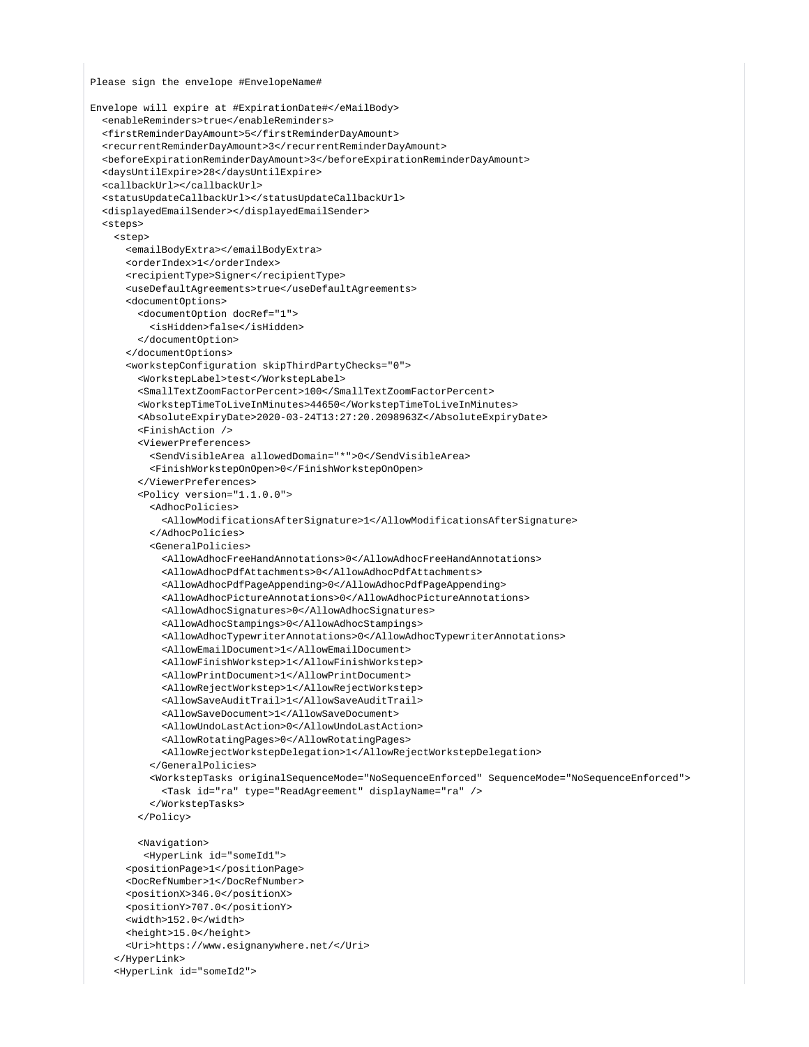```
Please sign the envelope #EnvelopeName#

Envelope will expire at #ExpirationDate#</eMailBody>
  <enableReminders>true</enableReminders>
  <firstReminderDayAmount>5</firstReminderDayAmount>
  <recurrentReminderDayAmount>3</recurrentReminderDayAmount>
  <beforeExpirationReminderDayAmount>3</beforeExpirationReminderDayAmount>
  <daysUntilExpire>28</daysUntilExpire>
  <callbackUrl></callbackUrl>
  <statusUpdateCallbackUrl></statusUpdateCallbackUrl>
  <displayedEmailSender></displayedEmailSender>
  <steps>
    <step>
      <emailBodyExtra></emailBodyExtra>
      <orderIndex>1</orderIndex>
      <recipientType>Signer</recipientType>
      <useDefaultAgreements>true</useDefaultAgreements>
      <documentOptions>
        <documentOption docRef="1">
          <isHidden>false</isHidden>
        </documentOption>
      </documentOptions>
      <workstepConfiguration skipThirdPartyChecks="0">
        <WorkstepLabel>test</WorkstepLabel>
        <SmallTextZoomFactorPercent>100</SmallTextZoomFactorPercent>
        <WorkstepTimeToLiveInMinutes>44650</WorkstepTimeToLiveInMinutes>
        <AbsoluteExpiryDate>2020-03-24T13:27:20.2098963Z</AbsoluteExpiryDate>
        <FinishAction />
        <ViewerPreferences>
          <SendVisibleArea allowedDomain="*">0</SendVisibleArea>
          <FinishWorkstepOnOpen>0</FinishWorkstepOnOpen>
        </ViewerPreferences>
        <Policy version="1.1.0.0">
          <AdhocPolicies>
            <AllowModificationsAfterSignature>1</AllowModificationsAfterSignature>
          </AdhocPolicies>
          <GeneralPolicies>
            <AllowAdhocFreeHandAnnotations>0</AllowAdhocFreeHandAnnotations>
            <AllowAdhocPdfAttachments>0</AllowAdhocPdfAttachments>
            <AllowAdhocPdfPageAppending>0</AllowAdhocPdfPageAppending>
            <AllowAdhocPictureAnnotations>0</AllowAdhocPictureAnnotations>
            <AllowAdhocSignatures>0</AllowAdhocSignatures>
            <AllowAdhocStampings>0</AllowAdhocStampings>
            <AllowAdhocTypewriterAnnotations>0</AllowAdhocTypewriterAnnotations>
            <AllowEmailDocument>1</AllowEmailDocument>
            <AllowFinishWorkstep>1</AllowFinishWorkstep>
            <AllowPrintDocument>1</AllowPrintDocument>
            <AllowRejectWorkstep>1</AllowRejectWorkstep>
            <AllowSaveAuditTrail>1</AllowSaveAuditTrail>
            <AllowSaveDocument>1</AllowSaveDocument>
            <AllowUndoLastAction>0</AllowUndoLastAction>
            <AllowRotatingPages>0</AllowRotatingPages>
            <AllowRejectWorkstepDelegation>1</AllowRejectWorkstepDelegation>
          </GeneralPolicies>
          <WorkstepTasks originalSequenceMode="NoSequenceEnforced" SequenceMode="NoSequenceEnforced">
            <Task id="ra" type="ReadAgreement" displayName="ra" />
          </WorkstepTasks>
        </Policy>

        <Navigation>
         <HyperLink id="someId1">
      <positionPage>1</positionPage>
      <DocRefNumber>1</DocRefNumber>
      <positionX>346.0</positionX>
      <positionY>707.0</positionY>
      <width>152.0</width>
      <height>15.0</height>
      <Uri>https://www.esignanywhere.net/</Uri>
    </HyperLink>
    <HyperLink id="someId2">
```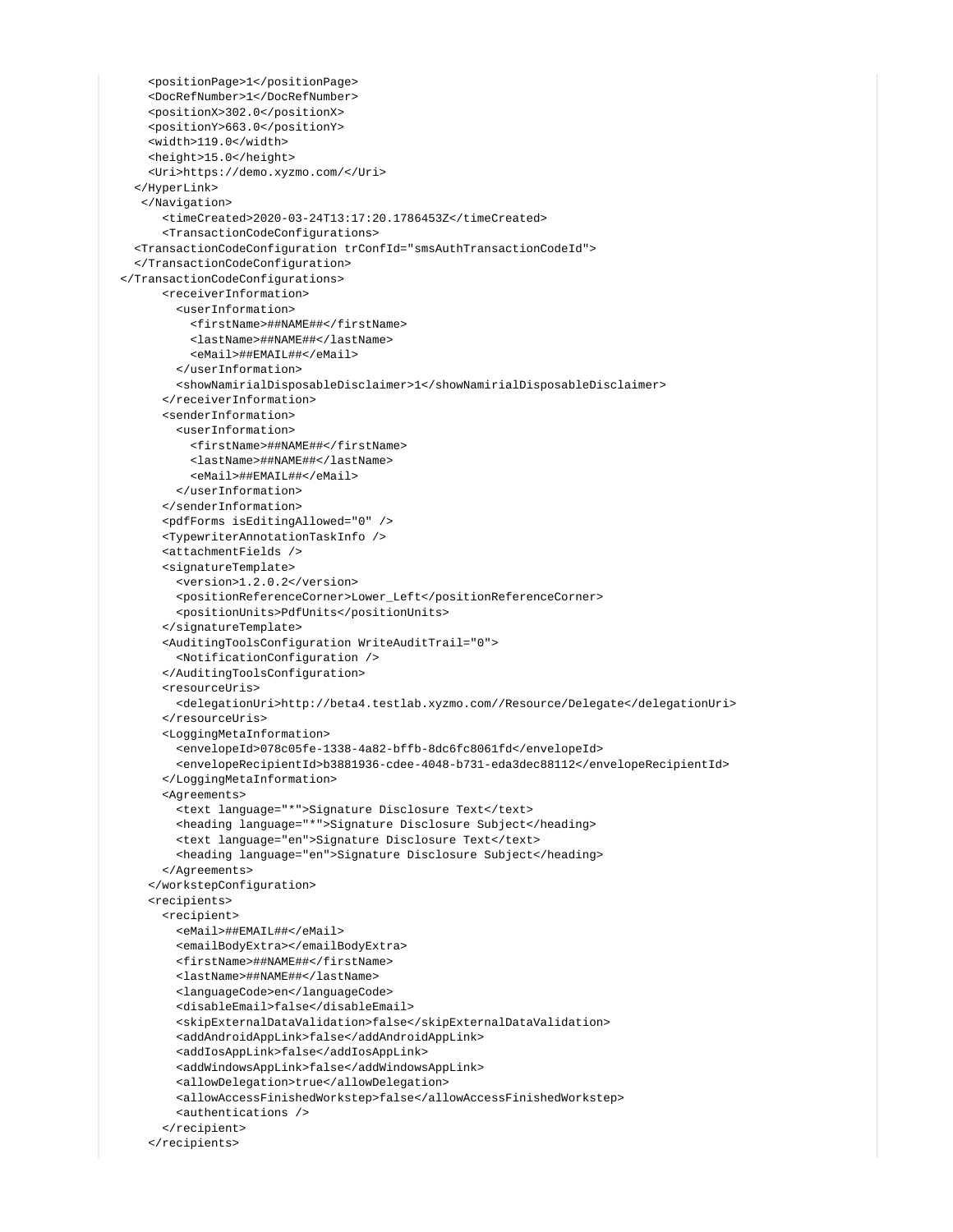```
      <positionPage>1</positionPage>
      <DocRefNumber>1</DocRefNumber>
      <positionX>302.0</positionX>
      <positionY>663.0</positionY>
      <width>119.0</width>
      <height>15.0</height>
      <Uri>https://demo.xyzmo.com/</Uri>
    </HyperLink>
     </Navigation>
        <timeCreated>2020-03-24T13:17:20.1786453Z</timeCreated>
        <TransactionCodeConfigurations>
    <TransactionCodeConfiguration trConfId="smsAuthTransactionCodeId">
    </TransactionCodeConfiguration>
  </TransactionCodeConfigurations>
        <receiverInformation>
          <userInformation>
            <firstName>##NAME##</firstName>
            <lastName>##NAME##</lastName>
            <eMail>##EMAIL##</eMail>
          </userInformation>
          <showNamirialDisposableDisclaimer>1</showNamirialDisposableDisclaimer>
        </receiverInformation>
        <senderInformation>
          <userInformation>
            <firstName>##NAME##</firstName>
            <lastName>##NAME##</lastName>
            <eMail>##EMAIL##</eMail>
          </userInformation>
        </senderInformation>
        <pdfForms isEditingAllowed="0" />
        <TypewriterAnnotationTaskInfo />
        <attachmentFields />
        <signatureTemplate>
          <version>1.2.0.2</version>
          <positionReferenceCorner>Lower_Left</positionReferenceCorner>
          <positionUnits>PdfUnits</positionUnits>
        </signatureTemplate>
        <AuditingToolsConfiguration WriteAuditTrail="0">
          <NotificationConfiguration />
        </AuditingToolsConfiguration>
        <resourceUris>
          <delegationUri>http://beta4.testlab.xyzmo.com//Resource/Delegate</delegationUri>
        </resourceUris>
        <LoggingMetaInformation>
          <envelopeId>078c05fe-1338-4a82-bffb-8dc6fc8061fd</envelopeId>
          <envelopeRecipientId>b3881936-cdee-4048-b731-eda3dec88112</envelopeRecipientId>
        </LoggingMetaInformation>
        <Agreements>
          <text language="*">Signature Disclosure Text</text>
          <heading language="*">Signature Disclosure Subject</heading>
          <text language="en">Signature Disclosure Text</text>
          <heading language="en">Signature Disclosure Subject</heading>
        </Agreements>
      </workstepConfiguration>
      <recipients>
        <recipient>
          <eMail>##EMAIL##</eMail>
          <emailBodyExtra></emailBodyExtra>
          <firstName>##NAME##</firstName>
          <lastName>##NAME##</lastName>
          <languageCode>en</languageCode>
          <disableEmail>false</disableEmail>
          <skipExternalDataValidation>false</skipExternalDataValidation>
          <addAndroidAppLink>false</addAndroidAppLink>
          <addIosAppLink>false</addIosAppLink>
          <addWindowsAppLink>false</addWindowsAppLink>
          <allowDelegation>true</allowDelegation>
          <allowAccessFinishedWorkstep>false</allowAccessFinishedWorkstep>
          <authentications />
        </recipient>
      </recipients>
```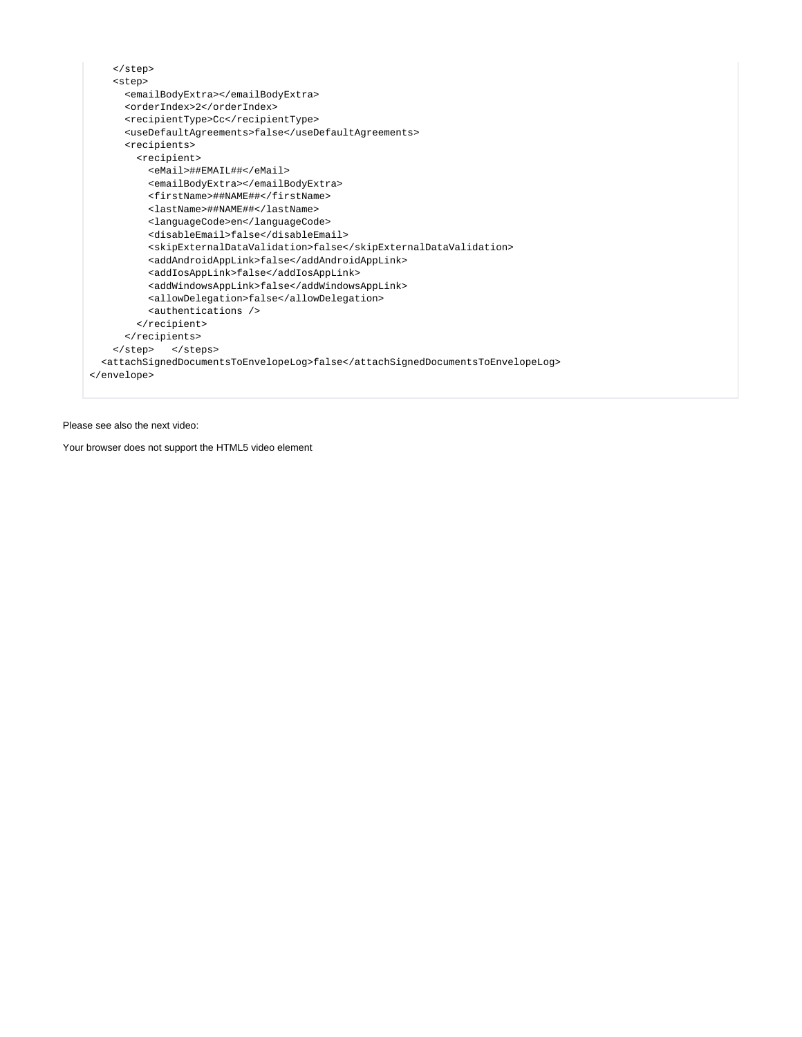```
    </step>
    <step>
      <emailBodyExtra></emailBodyExtra>
      <orderIndex>2</orderIndex>
      <recipientType>Cc</recipientType>
      <useDefaultAgreements>false</useDefaultAgreements>
      <recipients>
        <recipient>
          <eMail>##EMAIL##</eMail>
          <emailBodyExtra></emailBodyExtra>
          <firstName>##NAME##</firstName>
          <lastName>##NAME##</lastName>
          <languageCode>en</languageCode>
          <disableEmail>false</disableEmail>
          <skipExternalDataValidation>false</skipExternalDataValidation>
          <addAndroidAppLink>false</addAndroidAppLink>
          <addIosAppLink>false</addIosAppLink>
          <addWindowsAppLink>false</addWindowsAppLink>
          <allowDelegation>false</allowDelegation>
          <authentications />
        </recipient>
      </recipients>
    </step>   </steps>
  <attachSignedDocumentsToEnvelopeLog>false</attachSignedDocumentsToEnvelopeLog>
</envelope>
```

Please see also the next video:

Your browser does not support the HTML5 video element